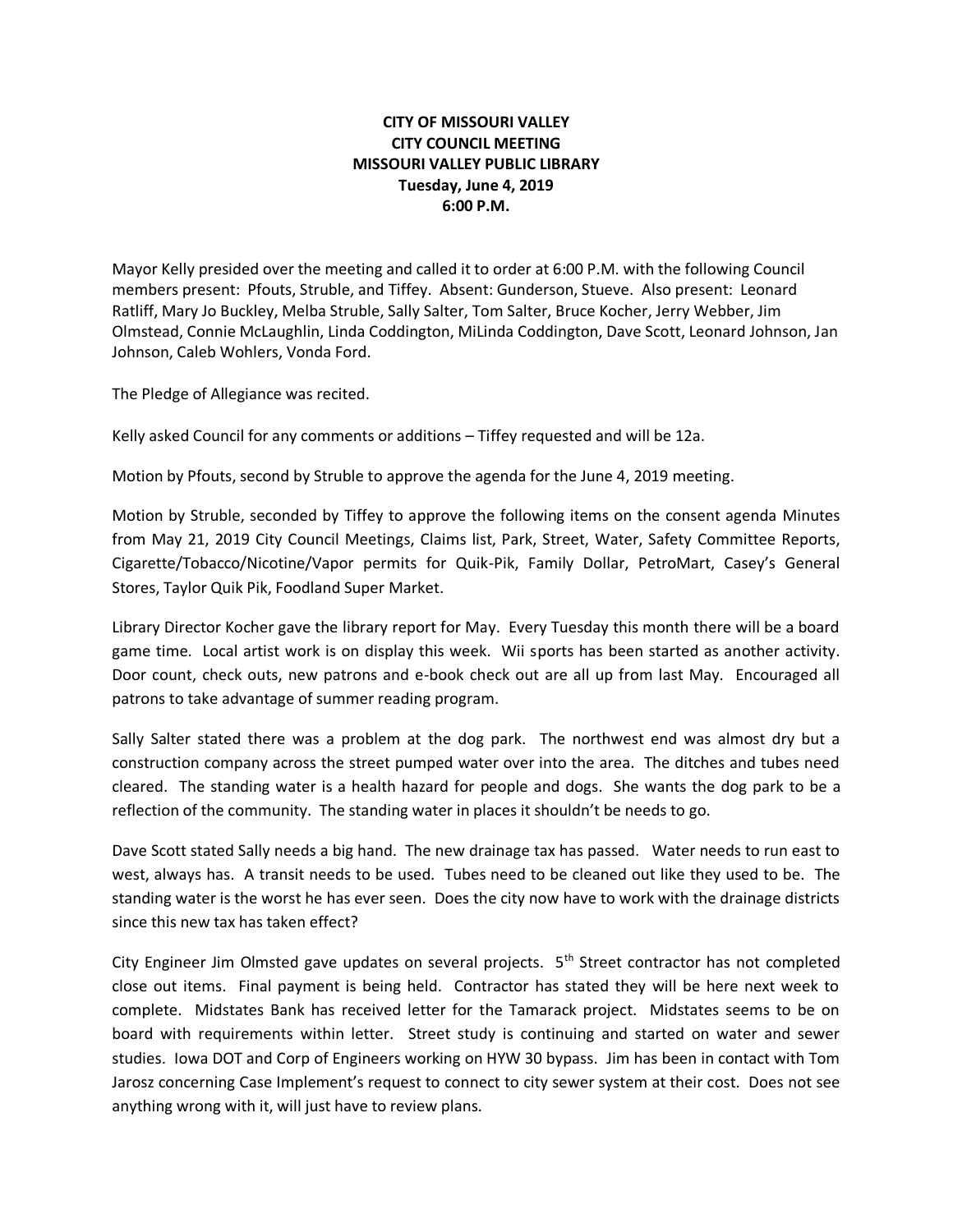**CITY OF MISSOURI VALLEY**
**CITY COUNCIL MEETING**
**MISSOURI VALLEY PUBLIC LIBRARY**
**Tuesday, June 4, 2019**
**6:00 P.M.**

Mayor Kelly presided over the meeting and called it to order at 6:00 P.M. with the following Council members present: Pfouts, Struble, and Tiffey. Absent: Gunderson, Stueve. Also present: Leonard Ratliff, Mary Jo Buckley, Melba Struble, Sally Salter, Tom Salter, Bruce Kocher, Jerry Webber, Jim Olmstead, Connie McLaughlin, Linda Coddington, MiLinda Coddington, Dave Scott, Leonard Johnson, Jan Johnson, Caleb Wohlers, Vonda Ford.

The Pledge of Allegiance was recited.

Kelly asked Council for any comments or additions – Tiffey requested and will be 12a.

Motion by Pfouts, second by Struble to approve the agenda for the June 4, 2019 meeting.

Motion by Struble, seconded by Tiffey to approve the following items on the consent agenda Minutes from May 21, 2019 City Council Meetings, Claims list, Park, Street, Water, Safety Committee Reports, Cigarette/Tobacco/Nicotine/Vapor permits for Quik-Pik, Family Dollar, PetroMart, Casey's General Stores, Taylor Quik Pik, Foodland Super Market.

Library Director Kocher gave the library report for May. Every Tuesday this month there will be a board game time. Local artist work is on display this week. Wii sports has been started as another activity. Door count, check outs, new patrons and e-book check out are all up from last May. Encouraged all patrons to take advantage of summer reading program.

Sally Salter stated there was a problem at the dog park. The northwest end was almost dry but a construction company across the street pumped water over into the area. The ditches and tubes need cleared. The standing water is a health hazard for people and dogs. She wants the dog park to be a reflection of the community. The standing water in places it shouldn't be needs to go.

Dave Scott stated Sally needs a big hand. The new drainage tax has passed. Water needs to run east to west, always has. A transit needs to be used. Tubes need to be cleaned out like they used to be. The standing water is the worst he has ever seen. Does the city now have to work with the drainage districts since this new tax has taken effect?

City Engineer Jim Olmsted gave updates on several projects. 5th Street contractor has not completed close out items. Final payment is being held. Contractor has stated they will be here next week to complete. Midstates Bank has received letter for the Tamarack project. Midstates seems to be on board with requirements within letter. Street study is continuing and started on water and sewer studies. Iowa DOT and Corp of Engineers working on HYW 30 bypass. Jim has been in contact with Tom Jarosz concerning Case Implement's request to connect to city sewer system at their cost. Does not see anything wrong with it, will just have to review plans.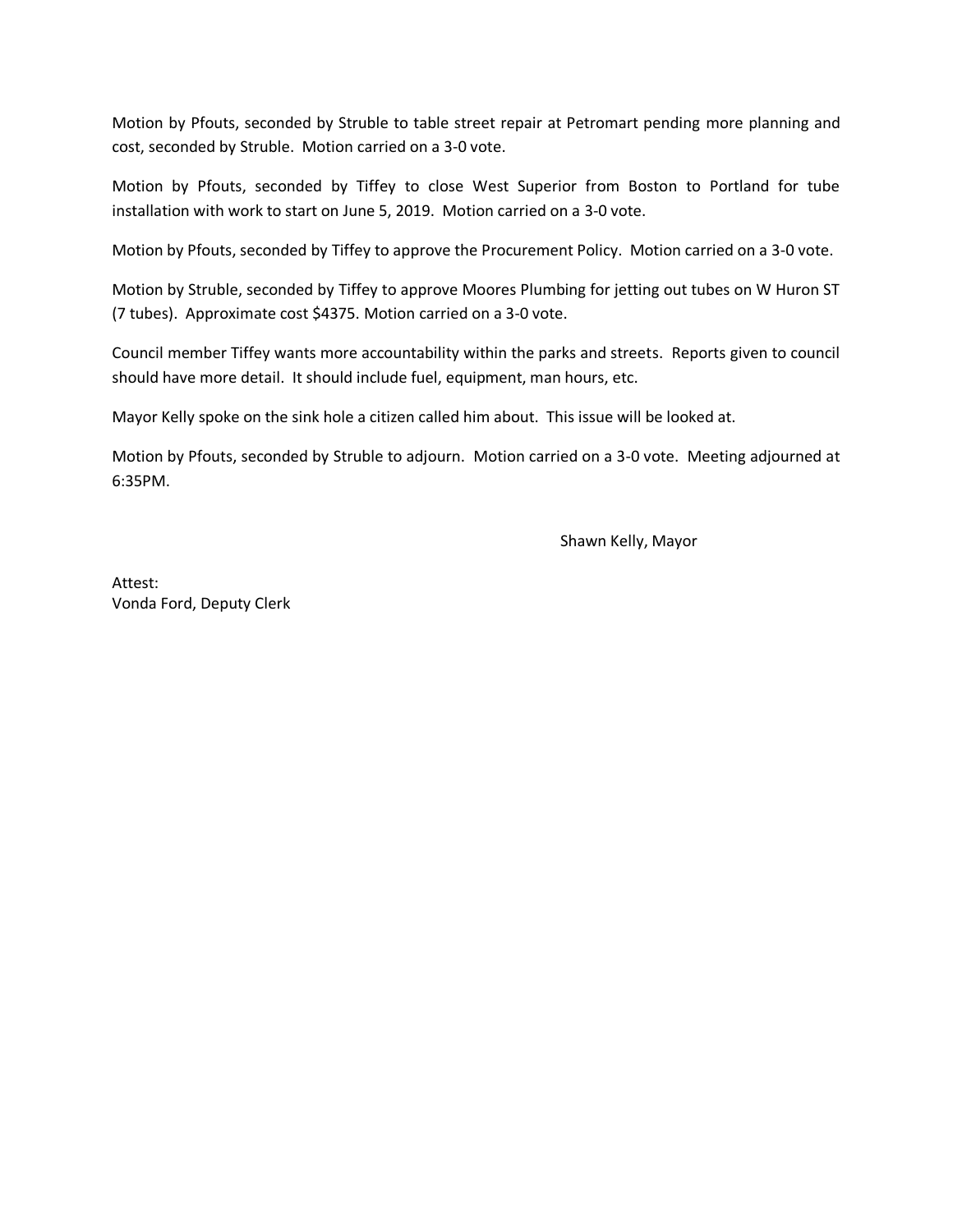Motion by Pfouts, seconded by Struble to table street repair at Petromart pending more planning and cost, seconded by Struble. Motion carried on a 3-0 vote.

Motion by Pfouts, seconded by Tiffey to close West Superior from Boston to Portland for tube installation with work to start on June 5, 2019. Motion carried on a 3-0 vote.

Motion by Pfouts, seconded by Tiffey to approve the Procurement Policy. Motion carried on a 3-0 vote.

Motion by Struble, seconded by Tiffey to approve Moores Plumbing for jetting out tubes on W Huron ST (7 tubes). Approximate cost $4375. Motion carried on a 3-0 vote.

Council member Tiffey wants more accountability within the parks and streets. Reports given to council should have more detail. It should include fuel, equipment, man hours, etc.

Mayor Kelly spoke on the sink hole a citizen called him about. This issue will be looked at.

Motion by Pfouts, seconded by Struble to adjourn. Motion carried on a 3-0 vote. Meeting adjourned at 6:35PM.

Shawn Kelly, Mayor

Attest:
Vonda Ford, Deputy Clerk